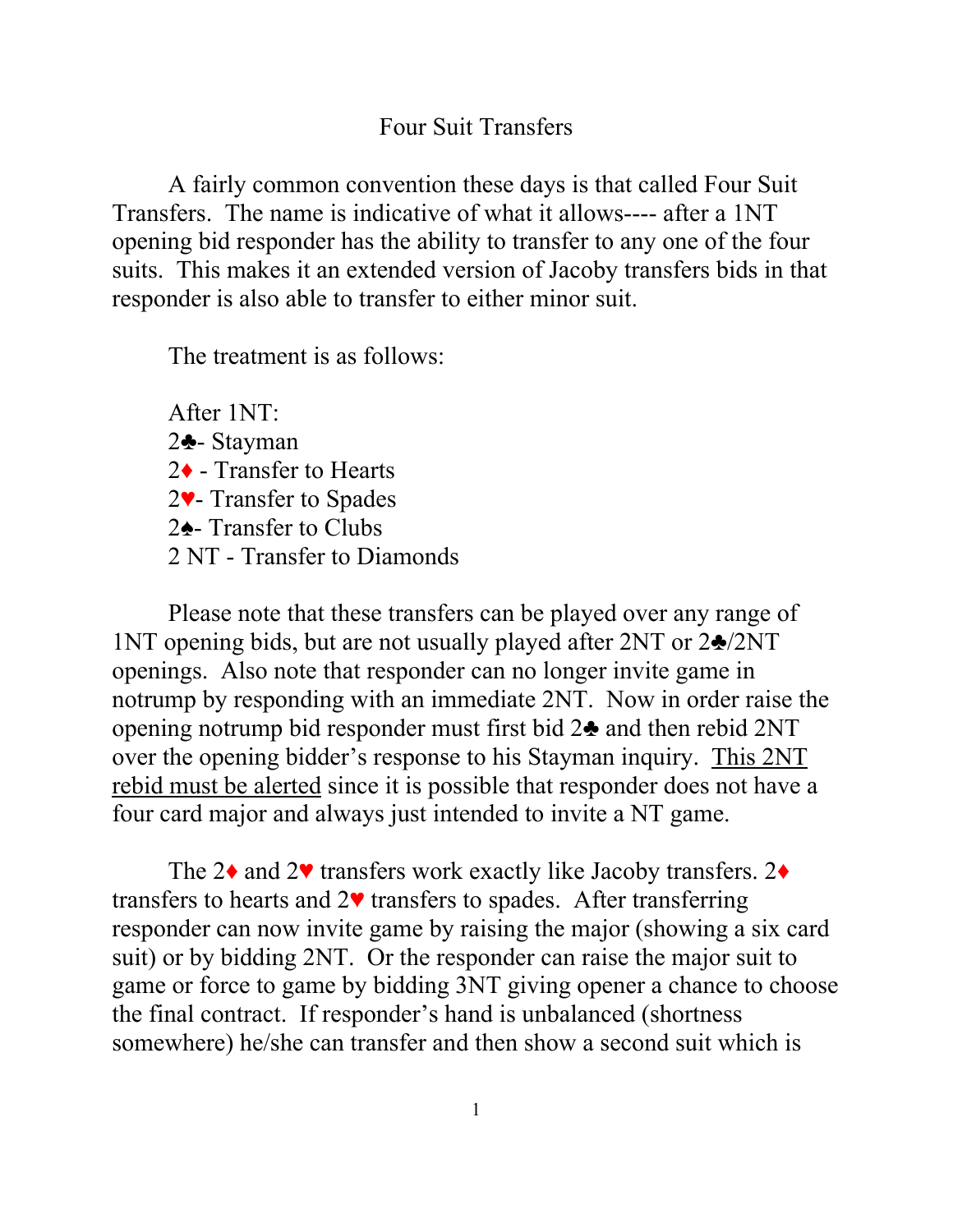# Four Suit Transfers

A fairly common convention these days is that called Four Suit Transfers. The name is indicative of what it allows---- after a 1NT opening bid responder has the ability to transfer to any one of the four suits. This makes it an extended version of Jacoby transfers bids in that responder is also able to transfer to either minor suit.

The treatment is as follows:

After 1NT:
2♣- Stayman
2♦ - Transfer to Hearts
2♥- Transfer to Spades
2♠- Transfer to Clubs
2 NT - Transfer to Diamonds

Please note that these transfers can be played over any range of 1NT opening bids, but are not usually played after 2NT or 2♣/2NT openings. Also note that responder can no longer invite game in notrump by responding with an immediate 2NT. Now in order raise the opening notrump bid responder must first bid 2♣ and then rebid 2NT over the opening bidder's response to his Stayman inquiry. <u>This 2NT rebid must be alerted</u> since it is possible that responder does not have a four card major and always just intended to invite a NT game.

The 2♦ and 2♥ transfers work exactly like Jacoby transfers. 2♦ transfers to hearts and 2♥ transfers to spades. After transferring responder can now invite game by raising the major (showing a six card suit) or by bidding 2NT. Or the responder can raise the major suit to game or force to game by bidding 3NT giving opener a chance to choose the final contract. If responder's hand is unbalanced (shortness somewhere) he/she can transfer and then show a second suit which is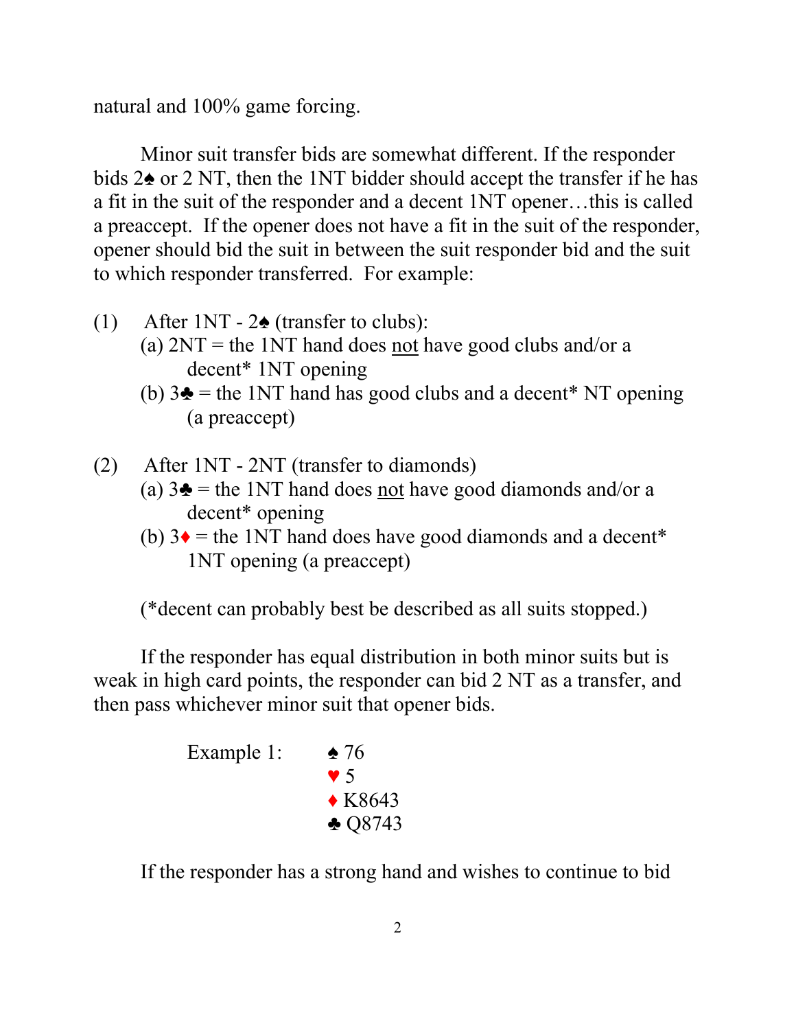natural and 100% game forcing.

Minor suit transfer bids are somewhat different. If the responder bids 2♠ or 2 NT, then the 1NT bidder should accept the transfer if he has a fit in the suit of the responder and a decent 1NT opener…this is called a preaccept. If the opener does not have a fit in the suit of the responder, opener should bid the suit in between the suit responder bid and the suit to which responder transferred. For example:

(1) After 1NT - 2♠ (transfer to clubs):
   - (a) 2NT = the 1NT hand does not have good clubs and/or a decent* 1NT opening
   - (b) 3♣ = the 1NT hand has good clubs and a decent* NT opening (a preaccept)

(2) After 1NT - 2NT (transfer to diamonds)
   - (a) 3♣ = the 1NT hand does not have good diamonds and/or a decent* opening
   - (b) 3♦ = the 1NT hand does have good diamonds and a decent* 1NT opening (a preaccept)

(*decent can probably best be described as all suits stopped.)

If the responder has equal distribution in both minor suits but is weak in high card points, the responder can bid 2 NT as a transfer, and then pass whichever minor suit that opener bids.

Example 1:
♠ 76
♥ 5
♦ K8643
♣ Q8743

If the responder has a strong hand and wishes to continue to bid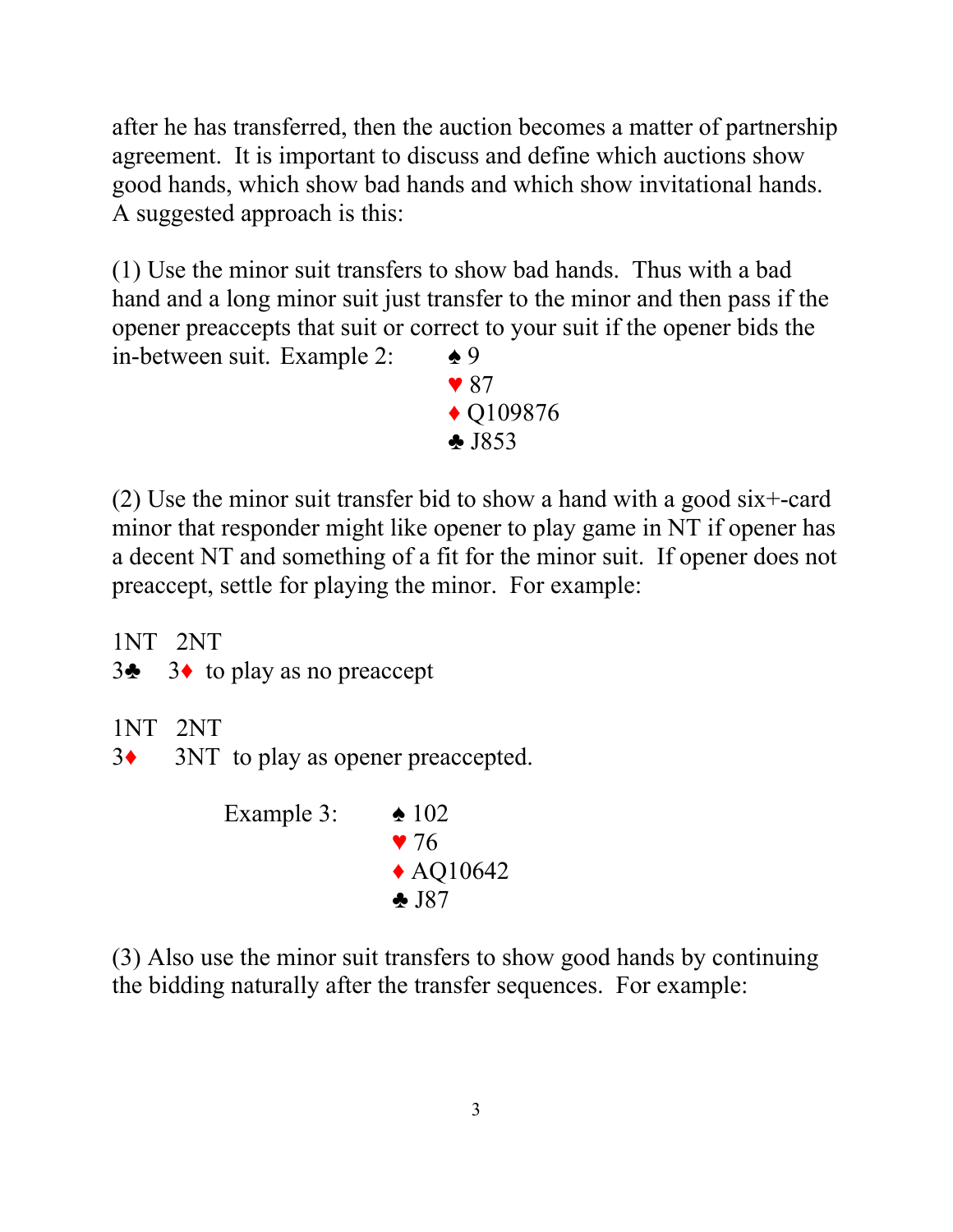after he has transferred, then the auction becomes a matter of partnership agreement. It is important to discuss and define which auctions show good hands, which show bad hands and which show invitational hands. A suggested approach is this:

(1) Use the minor suit transfers to show bad hands. Thus with a bad hand and a long minor suit just transfer to the minor and then pass if the opener preaccepts that suit or correct to your suit if the opener bids the in-between suit. Example 2:

♠ 9
♥ 87
♦ Q109876
♣ J853

(2) Use the minor suit transfer bid to show a hand with a good six+-card minor that responder might like opener to play game in NT if opener has a decent NT and something of a fit for the minor suit. If opener does not preaccept, settle for playing the minor. For example:

1NT 2NT
3♣ 3♦ to play as no preaccept

1NT 2NT
3♦ 3NT to play as opener preaccepted.

Example 3:

♠ 102
♥ 76
♦ AQ10642
♣ J87

(3) Also use the minor suit transfers to show good hands by continuing the bidding naturally after the transfer sequences. For example: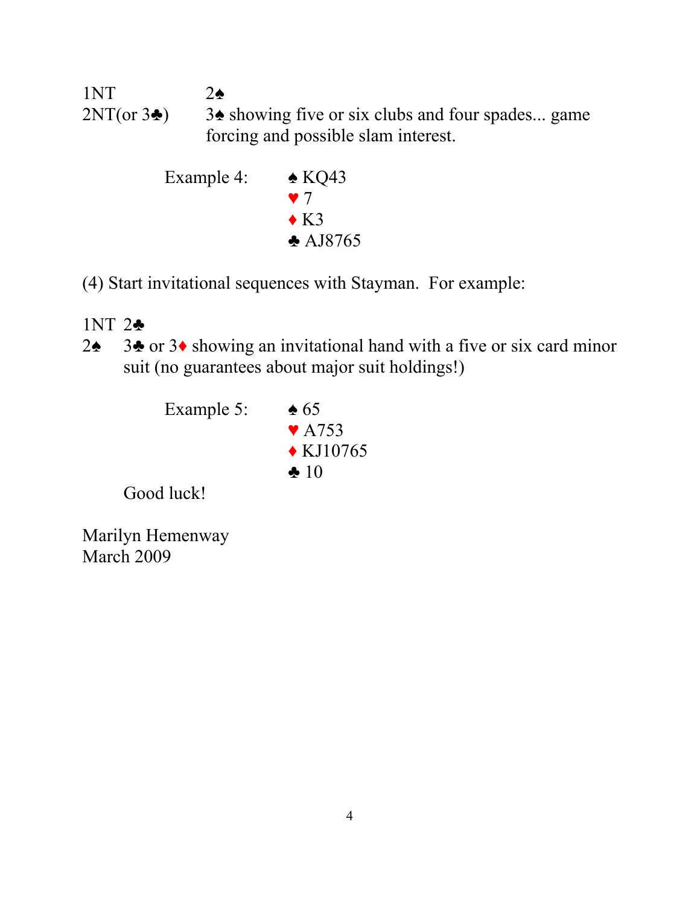1NT 2♠
2NT(or 3♣) 3♠ showing five or six clubs and four spades... game forcing and possible slam interest.

Example 4: ♠ KQ43
♥ 7
♦ K3
♣ AJ8765

(4) Start invitational sequences with Stayman. For example:

1NT 2♣
2♠ 3♣ or 3♦ showing an invitational hand with a five or six card minor suit (no guarantees about major suit holdings!)

Example 5: ♠ 65
♥ A753
♦ KJ10765
♣ 10

Good luck!

Marilyn Hemenway
March 2009